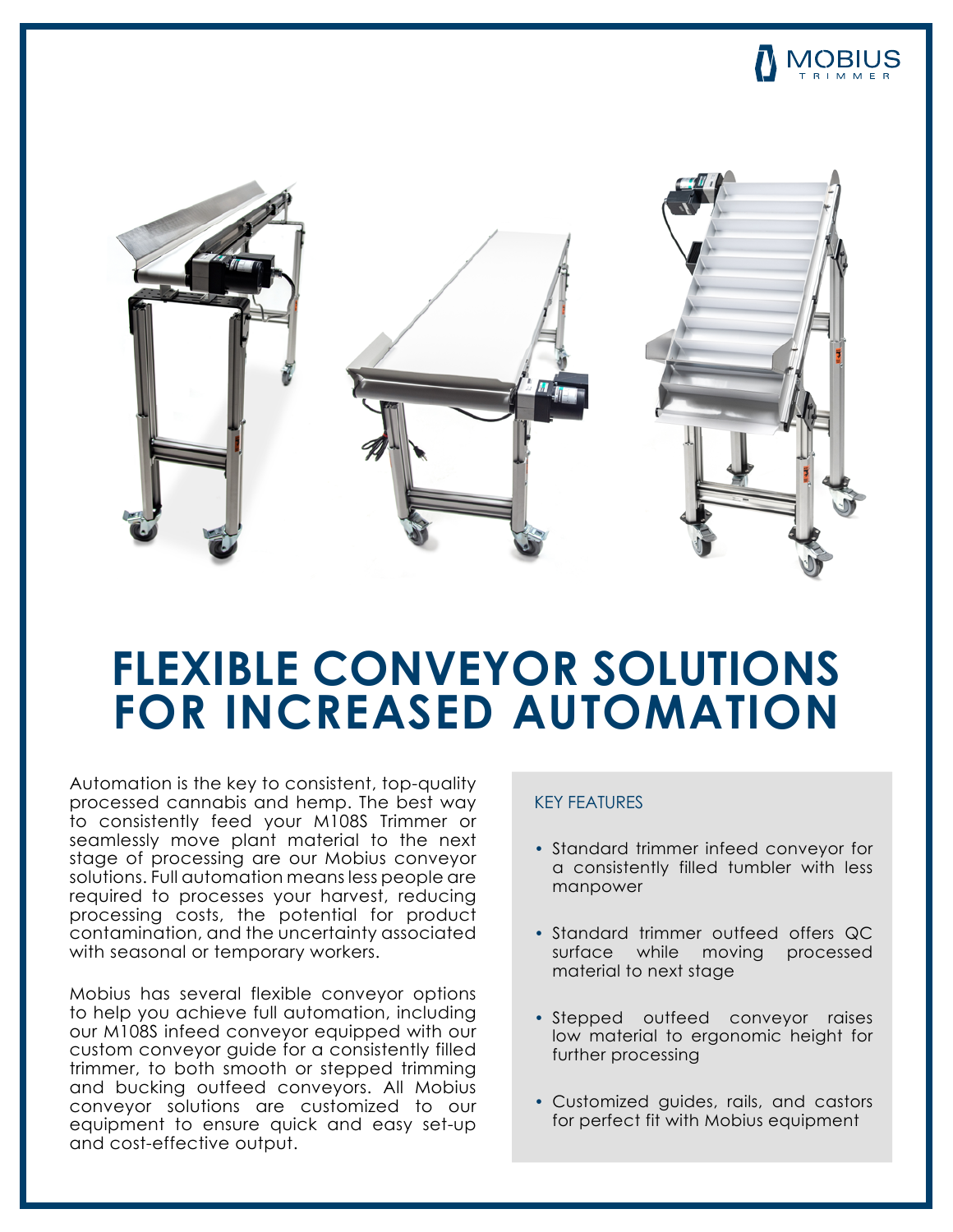# FLEXIBLE CONVEYOR SOLUTIONS FOR INCREASED AUTOMATION

Automation is the key to consistent, top-quality processed cannabis and hemp. The best way to consistently feed your M108S Trimmer or seamlessly move plant material to the next stage of processing are our Mobius conveyor solutions. Full automation means less people are required to processes your harvest, reducing processing costs, the potential for product contamination, and the uncertainty associated with seasonal or temporary workers.

Mobius has several flexible conveyor options to help you achieve full automation, including our M108S infeed conveyor equipped with our custom conveyor guide for a consistently filled trimmer, to both smooth or stepped trimming and bucking outfeed conveyors. All Mobius conveyor solutions are customized to our equipment to ensure quick and easy set-up and cost-effective output.

## KEY FEATURES

- Standard trimmer infeed conveyor for a consistently filled tumbler with less manpower
- Standard trimmer outfeed offers QC surface while moving processed material to next stage
- Stepped outfeed conveyor raises low material to ergonomic height for further processing
- Customized guides, rails, and castors for perfect fit with Mobius equipment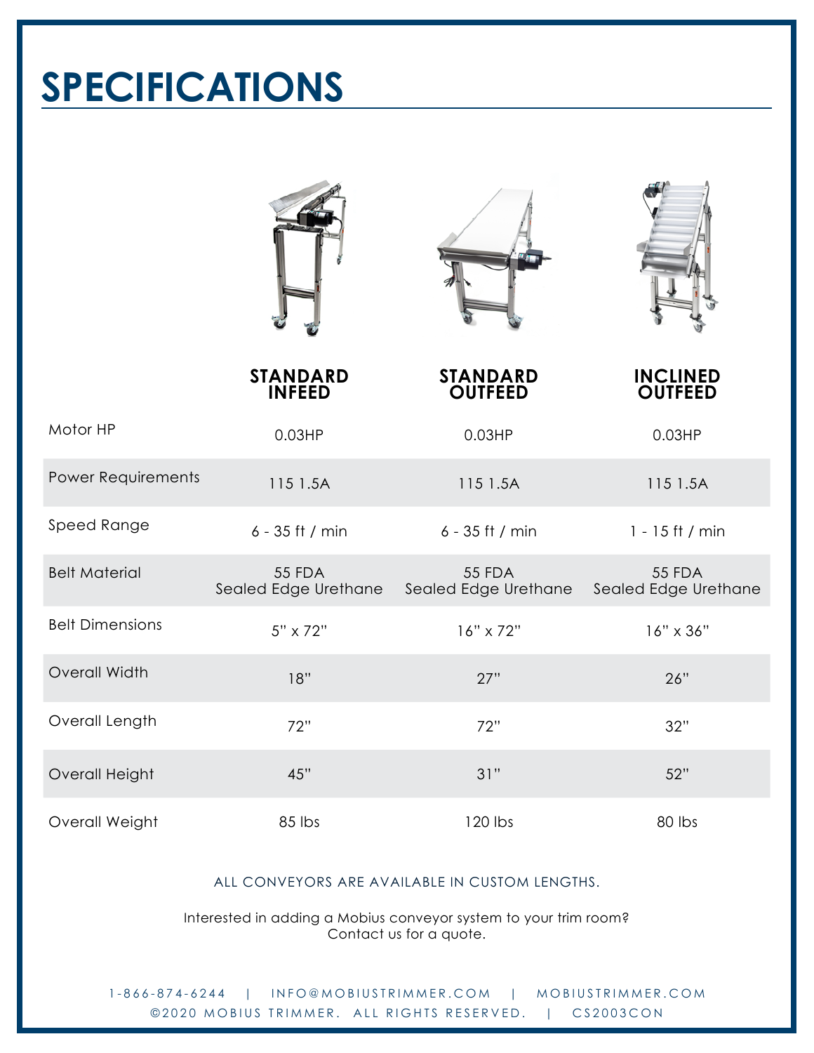# SPECIFICATIONS

| | STANDARD INFEED | STANDARD OUTFEED | INCLINED OUTFEED |
|---|---|---|---|
| Motor HP | 0.03HP | 0.03HP | 0.03HP |
| Power Requirements | 115 1.5A | 115 1.5A | 115 1.5A |
| Speed Range | 6 - 35 ft / min | 6 - 35 ft / min | 1 - 15 ft / min |
| Belt Material | 55 FDA Sealed Edge Urethane | 55 FDA Sealed Edge Urethane | 55 FDA Sealed Edge Urethane |
| Belt Dimensions | 5" x 72" | 16" x 72" | 16" x 36" |
| Overall Width | 18" | 27" | 26" |
| Overall Length | 72" | 72" | 32" |
| Overall Height | 45" | 31" | 52" |
| Overall Weight | 85 lbs | 120 lbs | 80 lbs |

ALL CONVEYORS ARE AVAILABLE IN CUSTOM LENGTHS.

Interested in adding a Mobius conveyor system to your trim room?
Contact us for a quote.

1-866-874-6244 | INFO@MOBIUSTRIMMER.COM | MOBIUSTRIMMER.COM
©2020 MOBIUS TRIMMER. ALL RIGHTS RESERVED. | CS2003CON